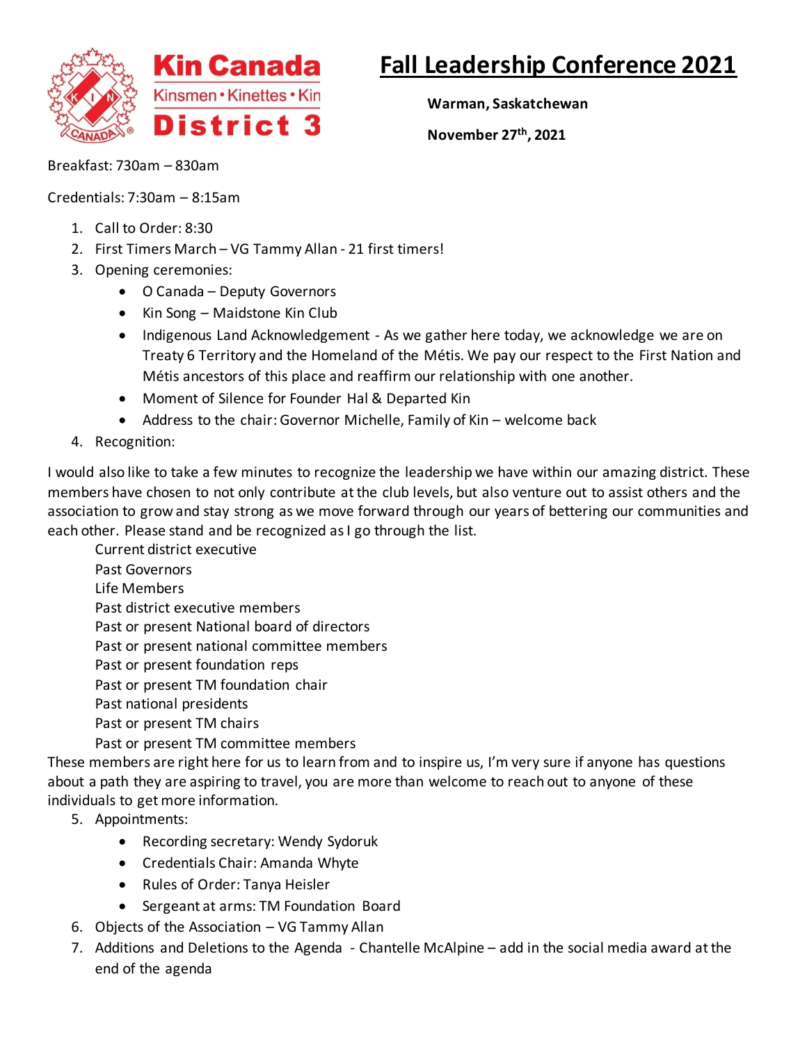Kin Canada
Kinsmen • Kinettes • Kin
District 3

# Fall Leadership Conference 2021

**Warman, Saskatchewan**

**November 27th, 2021**

Breakfast: 730am – 830am

Credentials: 7:30am – 8:15am

1. Call to Order: 8:30
2. First Timers March – VG Tammy Allan - 21 first timers!
3. Opening ceremonies:
   - O Canada – Deputy Governors
   - Kin Song – Maidstone Kin Club
   - Indigenous Land Acknowledgement - As we gather here today, we acknowledge we are on Treaty 6 Territory and the Homeland of the Métis. We pay our respect to the First Nation and Métis ancestors of this place and reaffirm our relationship with one another.
   - Moment of Silence for Founder Hal & Departed Kin
   - Address to the chair: Governor Michelle, Family of Kin – welcome back
4. Recognition:

I would also like to take a few minutes to recognize the leadership we have within our amazing district. These members have chosen to not only contribute at the club levels, but also venture out to assist others and the association to grow and stay strong as we move forward through our years of bettering our communities and each other. Please stand and be recognized as I go through the list.

Current district executive
Past Governors
Life Members
Past district executive members
Past or present National board of directors
Past or present national committee members
Past or present foundation reps
Past or present TM foundation chair
Past national presidents
Past or present TM chairs
Past or present TM committee members

These members are right here for us to learn from and to inspire us, I'm very sure if anyone has questions about a path they are aspiring to travel, you are more than welcome to reach out to anyone of these individuals to get more information.

5. Appointments:
   - Recording secretary: Wendy Sydoruk
   - Credentials Chair: Amanda Whyte
   - Rules of Order: Tanya Heisler
   - Sergeant at arms: TM Foundation Board
6. Objects of the Association – VG Tammy Allan
7. Additions and Deletions to the Agenda - Chantelle McAlpine – add in the social media award at the end of the agenda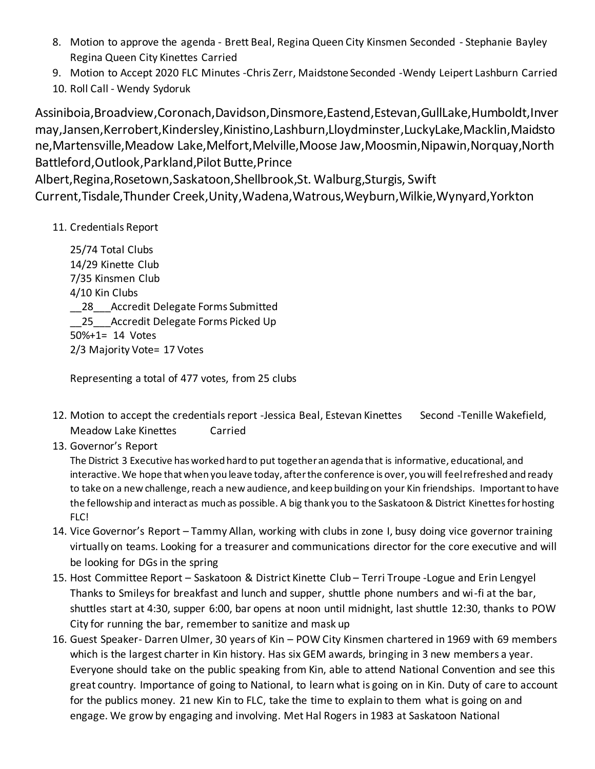8. Motion to approve the agenda - Brett Beal, Regina Queen City Kinsmen Seconded - Stephanie Bayley Regina Queen City Kinettes Carried
9. Motion to Accept 2020 FLC Minutes -Chris Zerr, Maidstone Seconded -Wendy Leipert Lashburn Carried
10. Roll Call - Wendy Sydoruk

Assiniboia,Broadview,Coronach,Davidson,Dinsmore,Eastend,Estevan,GullLake,Humboldt,Invermay,Jansen,Kerrobert,Kindersley,Kinistino,Lashburn,Lloydminster,LuckyLake,Macklin,Maidstone,Martensville,Meadow Lake,Melfort,Melville,Moose Jaw,Moosmin,Nipawin,Norquay,North Battleford,Outlook,Parkland,Pilot Butte,Prince Albert,Regina,Rosetown,Saskatoon,Shellbrook,St. Walburg,Sturgis, Swift Current,Tisdale,Thunder Creek,Unity,Wadena,Watrous,Weyburn,Wilkie,Wynyard,Yorkton

11. Credentials Report

    25/74 Total Clubs
    14/29 Kinette Club
    7/35 Kinsmen Club
    4/10 Kin Clubs
    \_\_28\_\_\_Accredit Delegate Forms Submitted
    \_\_25\_\_\_Accredit Delegate Forms Picked Up
    50%+1= 14 Votes
    2/3 Majority Vote= 17 Votes

    Representing a total of 477 votes, from 25 clubs

12. Motion to accept the credentials report -Jessica Beal, Estevan Kinettes Second -Tenille Wakefield, Meadow Lake Kinettes Carried
13. Governor's Report
    The District 3 Executive has worked hard to put together an agenda that is informative, educational, and interactive. We hope that when you leave today, after the conference is over, you will feel refreshed and ready to take on a new challenge, reach a new audience, and keep building on your Kin friendships. Important to have the fellowship and interact as much as possible. A big thank you to the Saskatoon & District Kinettes for hosting FLC!
14. Vice Governor's Report – Tammy Allan, working with clubs in zone I, busy doing vice governor training virtually on teams. Looking for a treasurer and communications director for the core executive and will be looking for DGs in the spring
15. Host Committee Report – Saskatoon & District Kinette Club – Terri Troupe -Logue and Erin Lengyel Thanks to Smileys for breakfast and lunch and supper, shuttle phone numbers and wi-fi at the bar, shuttles start at 4:30, supper 6:00, bar opens at noon until midnight, last shuttle 12:30, thanks to POW City for running the bar, remember to sanitize and mask up
16. Guest Speaker- Darren Ulmer, 30 years of Kin – POW City Kinsmen chartered in 1969 with 69 members which is the largest charter in Kin history. Has six GEM awards, bringing in 3 new members a year. Everyone should take on the public speaking from Kin, able to attend National Convention and see this great country. Importance of going to National, to learn what is going on in Kin. Duty of care to account for the publics money. 21 new Kin to FLC, take the time to explain to them what is going on and engage. We grow by engaging and involving. Met Hal Rogers in 1983 at Saskatoon National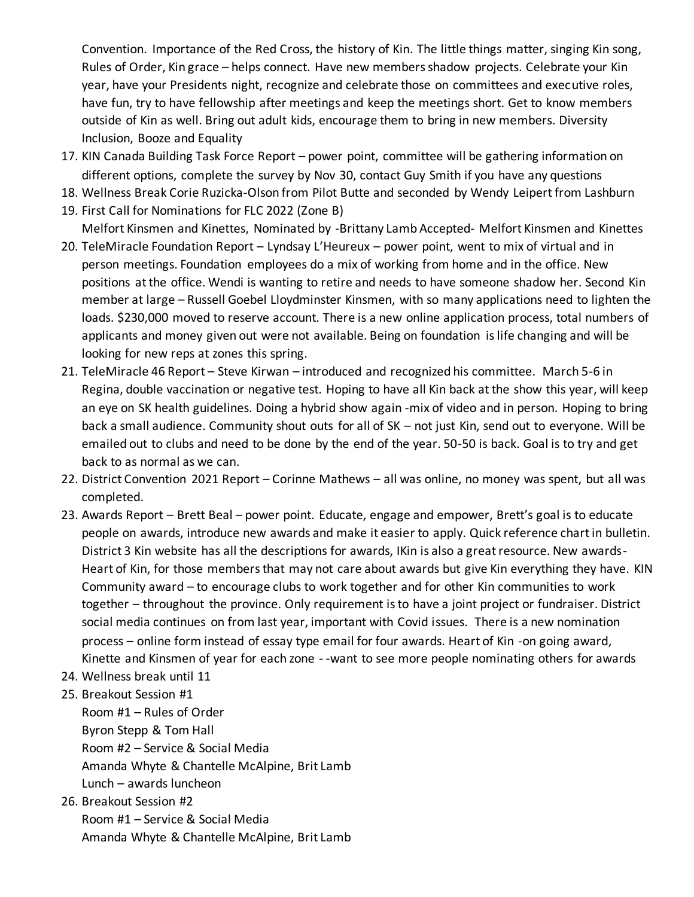Convention. Importance of the Red Cross, the history of Kin. The little things matter, singing Kin song, Rules of Order, Kin grace – helps connect. Have new members shadow projects. Celebrate your Kin year, have your Presidents night, recognize and celebrate those on committees and executive roles, have fun, try to have fellowship after meetings and keep the meetings short. Get to know members outside of Kin as well. Bring out adult kids, encourage them to bring in new members. Diversity Inclusion, Booze and Equality

17. KIN Canada Building Task Force Report – power point, committee will be gathering information on different options, complete the survey by Nov 30, contact Guy Smith if you have any questions
18. Wellness Break Corie Ruzicka-Olson from Pilot Butte and seconded by Wendy Leipert from Lashburn
19. First Call for Nominations for FLC 2022 (Zone B)
    Melfort Kinsmen and Kinettes, Nominated by -Brittany Lamb Accepted- Melfort Kinsmen and Kinettes
20. TeleMiracle Foundation Report – Lyndsay L'Heureux – power point, went to mix of virtual and in person meetings. Foundation employees do a mix of working from home and in the office. New positions at the office. Wendi is wanting to retire and needs to have someone shadow her. Second Kin member at large – Russell Goebel Lloydminster Kinsmen, with so many applications need to lighten the loads. $230,000 moved to reserve account. There is a new online application process, total numbers of applicants and money given out were not available. Being on foundation is life changing and will be looking for new reps at zones this spring.
21. TeleMiracle 46 Report – Steve Kirwan – introduced and recognized his committee. March 5-6 in Regina, double vaccination or negative test. Hoping to have all Kin back at the show this year, will keep an eye on SK health guidelines. Doing a hybrid show again -mix of video and in person. Hoping to bring back a small audience. Community shout outs for all of SK – not just Kin, send out to everyone. Will be emailed out to clubs and need to be done by the end of the year. 50-50 is back. Goal is to try and get back to as normal as we can.
22. District Convention 2021 Report – Corinne Mathews – all was online, no money was spent, but all was completed.
23. Awards Report – Brett Beal – power point. Educate, engage and empower, Brett's goal is to educate people on awards, introduce new awards and make it easier to apply. Quick reference chart in bulletin. District 3 Kin website has all the descriptions for awards, IKin is also a great resource. New awards- Heart of Kin, for those members that may not care about awards but give Kin everything they have. KIN Community award – to encourage clubs to work together and for other Kin communities to work together – throughout the province. Only requirement is to have a joint project or fundraiser. District social media continues on from last year, important with Covid issues. There is a new nomination process – online form instead of essay type email for four awards. Heart of Kin -on going award, Kinette and Kinsmen of year for each zone - -want to see more people nominating others for awards
24. Wellness break until 11
25. Breakout Session #1
    Room #1 – Rules of Order
    Byron Stepp & Tom Hall
    Room #2 – Service & Social Media
    Amanda Whyte & Chantelle McAlpine, Brit Lamb
    Lunch – awards luncheon
26. Breakout Session #2
    Room #1 – Service & Social Media
    Amanda Whyte & Chantelle McAlpine, Brit Lamb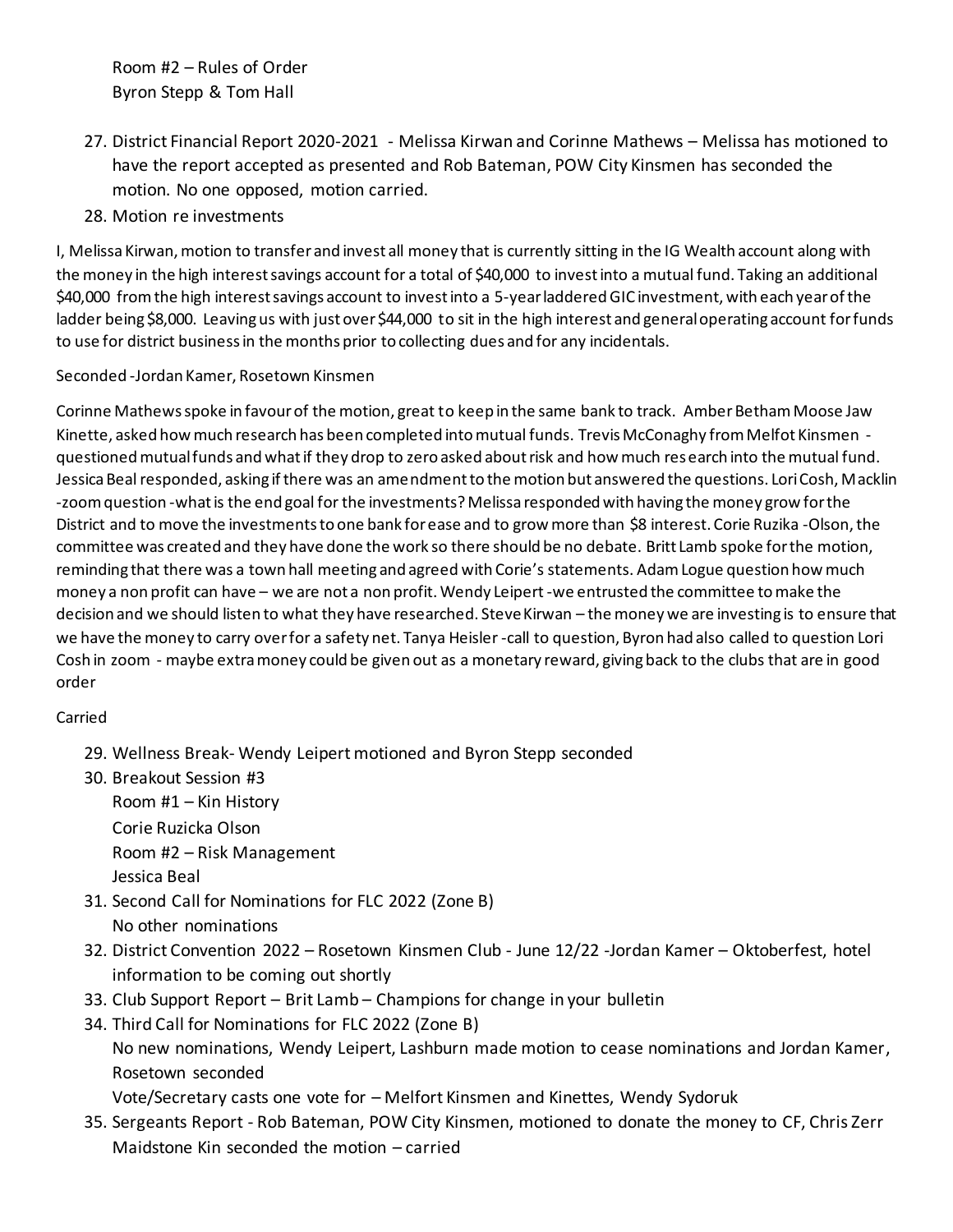Room #2 – Rules of Order
Byron Stepp & Tom Hall

27. District Financial Report 2020-2021 - Melissa Kirwan and Corinne Mathews – Melissa has motioned to have the report accepted as presented and Rob Bateman, POW City Kinsmen has seconded the motion. No one opposed, motion carried.
28. Motion re investments

I, Melissa Kirwan, motion to transfer and invest all money that is currently sitting in the IG Wealth account along with the money in the high interest savings account for a total of $40,000 to invest into a mutual fund. Taking an additional $40,000 from the high interest savings account to invest into a 5-year laddered GIC investment, with each year of the ladder being $8,000. Leaving us with just over $44,000 to sit in the high interest and general operating account for funds to use for district business in the months prior to collecting dues and for any incidentals.

Seconded -Jordan Kamer, Rosetown Kinsmen

Corinne Mathews spoke in favour of the motion, great to keep in the same bank to track. Amber Betham Moose Jaw Kinette, asked how much research has been completed into mutual funds. Trevis McConaghy from Melfot Kinsmen - questioned mutual funds and what if they drop to zero asked about risk and how much research into the mutual fund. Jessica Beal responded, asking if there was an amendment to the motion but answered the questions. Lori Cosh, Macklin -zoom question -what is the end goal for the investments? Melissa responded with having the money grow for the District and to move the investments to one bank for ease and to grow more than $8 interest. Corie Ruzika -Olson, the committee was created and they have done the work so there should be no debate. Britt Lamb spoke for the motion, reminding that there was a town hall meeting and agreed with Corie's statements. Adam Logue question how much money a non profit can have – we are not a non profit. Wendy Leipert -we entrusted the committee to make the decision and we should listen to what they have researched. Steve Kirwan – the money we are investing is to ensure that we have the money to carry over for a safety net. Tanya Heisler -call to question, Byron had also called to question Lori Cosh in zoom - maybe extra money could be given out as a monetary reward, giving back to the clubs that are in good order

Carried

29. Wellness Break- Wendy Leipert motioned and Byron Stepp seconded
30. Breakout Session #3
    Room #1 – Kin History
    Corie Ruzicka Olson
    Room #2 – Risk Management
    Jessica Beal
31. Second Call for Nominations for FLC 2022 (Zone B)
    No other nominations
32. District Convention 2022 – Rosetown Kinsmen Club - June 12/22 -Jordan Kamer – Oktoberfest, hotel information to be coming out shortly
33. Club Support Report – Brit Lamb – Champions for change in your bulletin
34. Third Call for Nominations for FLC 2022 (Zone B)
    No new nominations, Wendy Leipert, Lashburn made motion to cease nominations and Jordan Kamer, Rosetown seconded
    Vote/Secretary casts one vote for – Melfort Kinsmen and Kinettes, Wendy Sydoruk
35. Sergeants Report - Rob Bateman, POW City Kinsmen, motioned to donate the money to CF, Chris Zerr Maidstone Kin seconded the motion – carried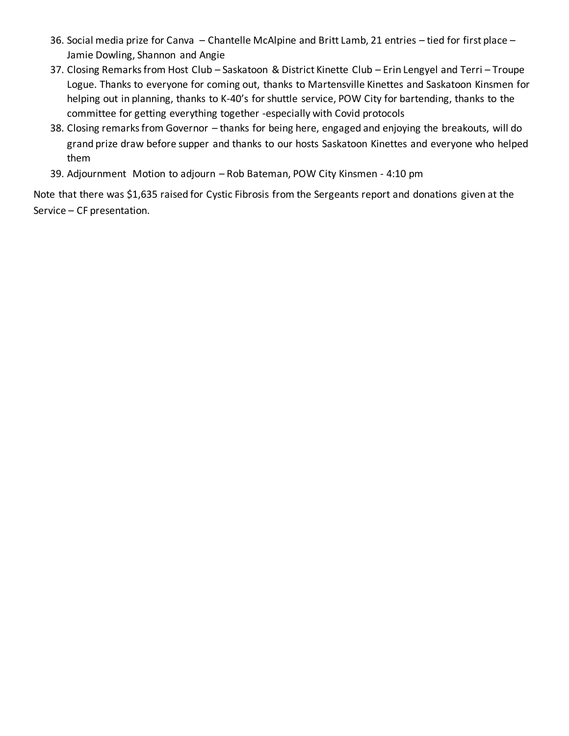36. Social media prize for Canva – Chantelle McAlpine and Britt Lamb, 21 entries – tied for first place – Jamie Dowling, Shannon and Angie
37. Closing Remarks from Host Club – Saskatoon & District Kinette Club – Erin Lengyel and Terri – Troupe Logue. Thanks to everyone for coming out, thanks to Martensville Kinettes and Saskatoon Kinsmen for helping out in planning, thanks to K-40's for shuttle service, POW City for bartending, thanks to the committee for getting everything together -especially with Covid protocols
38. Closing remarks from Governor – thanks for being here, engaged and enjoying the breakouts, will do grand prize draw before supper and thanks to our hosts Saskatoon Kinettes and everyone who helped them
39. Adjournment Motion to adjourn – Rob Bateman, POW City Kinsmen - 4:10 pm

Note that there was $1,635 raised for Cystic Fibrosis from the Sergeants report and donations given at the Service – CF presentation.